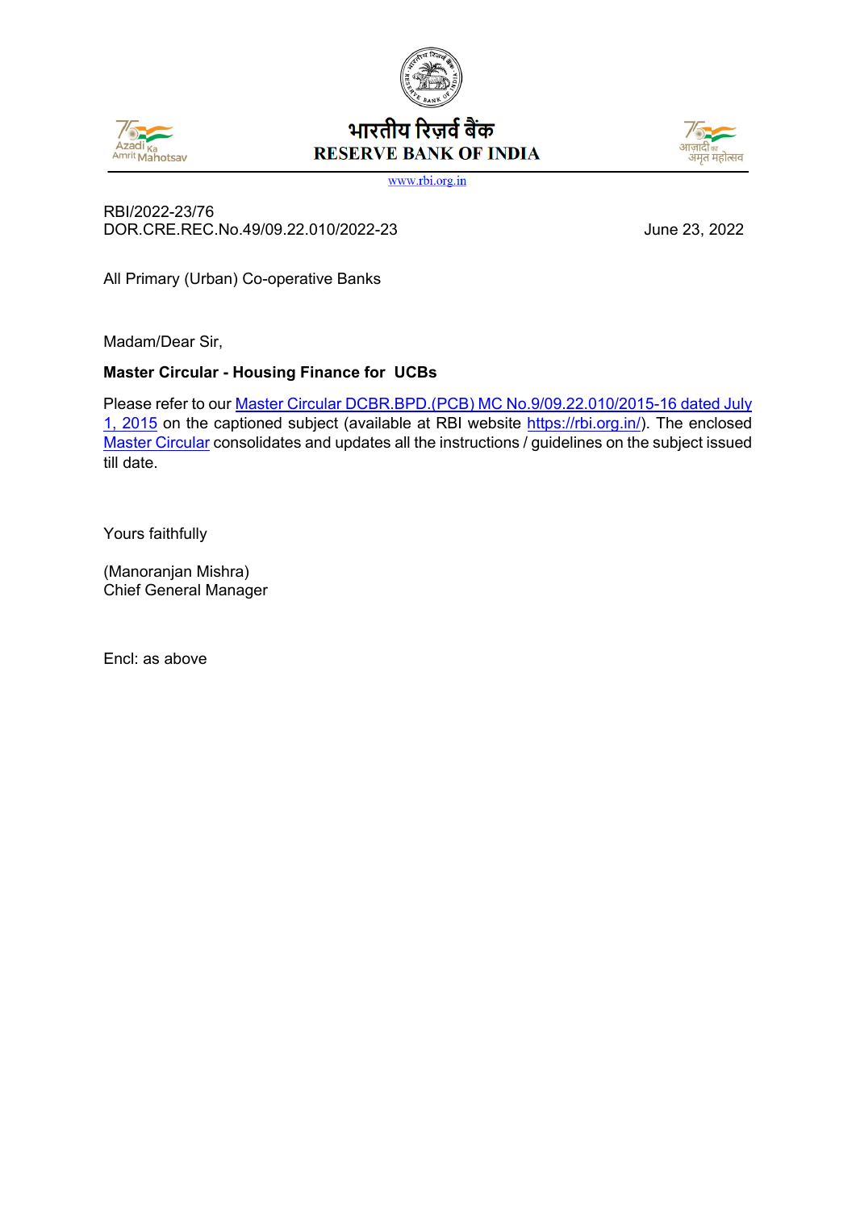भारतीय रिज़र्व बैंक
RESERVE BANK OF INDIA
www.rbi.org.in

RBI/2022-23/76
DOR.CRE.REC.No.49/09.22.010/2022-23

June 23, 2022

All Primary (Urban) Co-operative Banks

Madam/Dear Sir,

**Master Circular - Housing Finance for UCBs**

Please refer to our Master Circular DCBR.BPD.(PCB) MC No.9/09.22.010/2015-16 dated July 1, 2015 on the captioned subject (available at RBI website https://rbi.org.in/). The enclosed Master Circular consolidates and updates all the instructions / guidelines on the subject issued till date.

Yours faithfully

(Manoranjan Mishra)
Chief General Manager

Encl: as above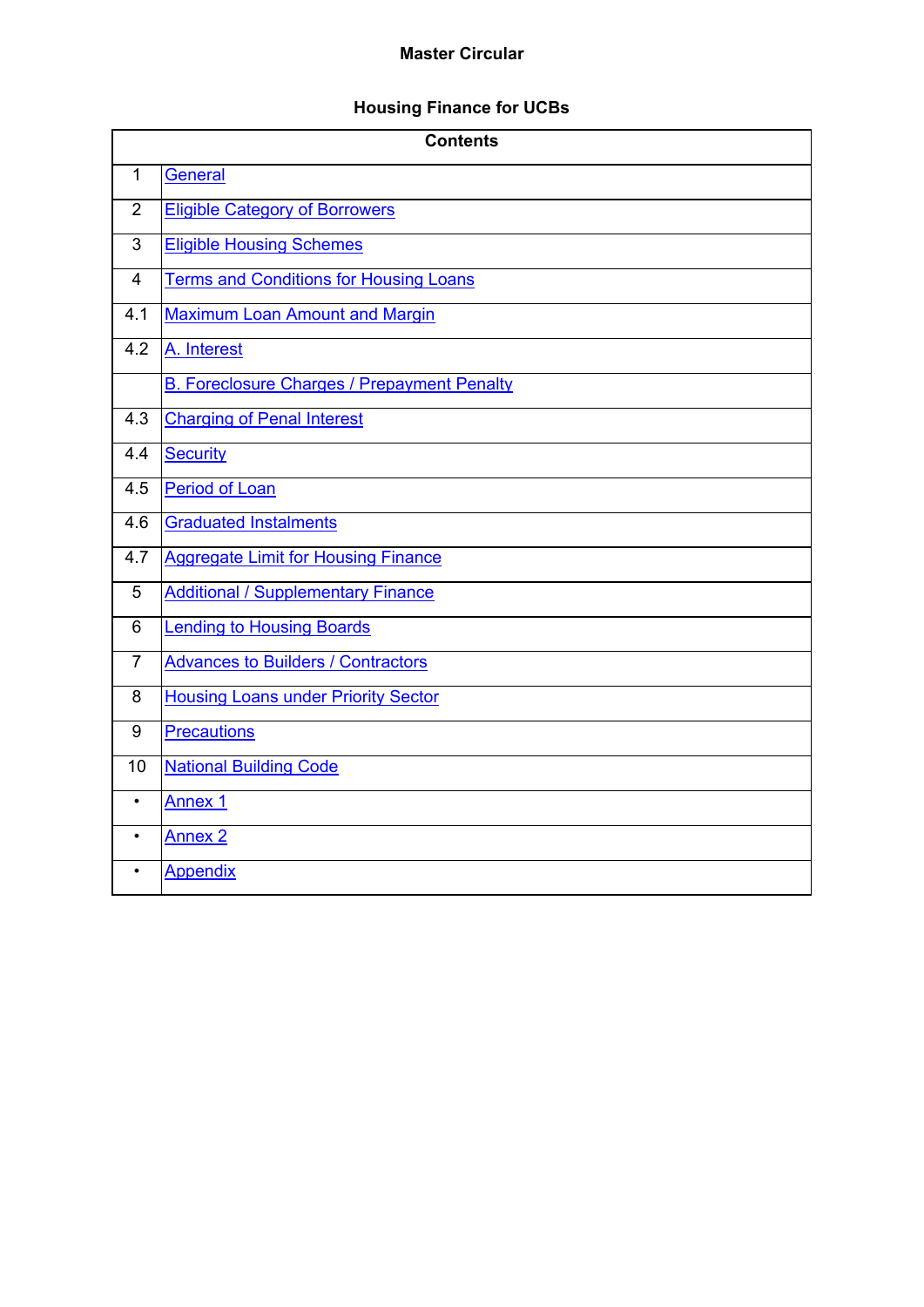**Master Circular**

**Housing Finance for UCBs**

| Contents | |
|---|---|
| 1 | General |
| 2 | Eligible Category of Borrowers |
| 3 | Eligible Housing Schemes |
| 4 | Terms and Conditions for Housing Loans |
| 4.1 | Maximum Loan Amount and Margin |
| 4.2 | A. Interest |
| | B. Foreclosure Charges / Prepayment Penalty |
| 4.3 | Charging of Penal Interest |
| 4.4 | Security |
| 4.5 | Period of Loan |
| 4.6 | Graduated Instalments |
| 4.7 | Aggregate Limit for Housing Finance |
| 5 | Additional / Supplementary Finance |
| 6 | Lending to Housing Boards |
| 7 | Advances to Builders / Contractors |
| 8 | Housing Loans under Priority Sector |
| 9 | Precautions |
| 10 | National Building Code |
| • | Annex 1 |
| • | Annex 2 |
| • | Appendix |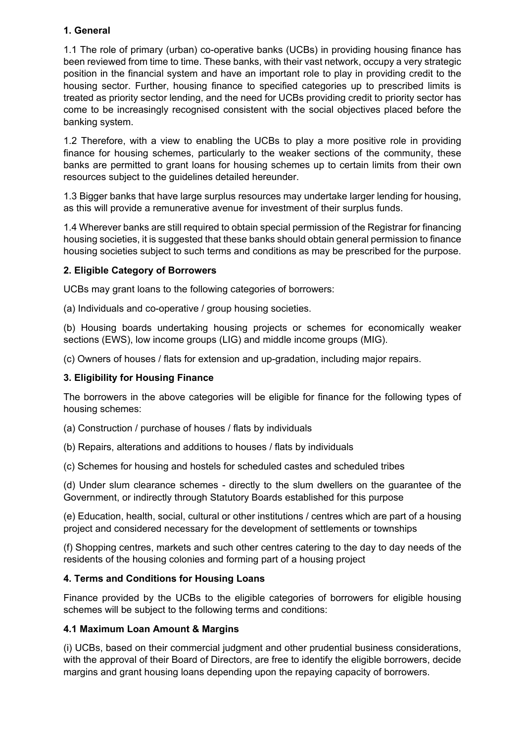### 1. General

1.1 The role of primary (urban) co-operative banks (UCBs) in providing housing finance has been reviewed from time to time. These banks, with their vast network, occupy a very strategic position in the financial system and have an important role to play in providing credit to the housing sector. Further, housing finance to specified categories up to prescribed limits is treated as priority sector lending, and the need for UCBs providing credit to priority sector has come to be increasingly recognised consistent with the social objectives placed before the banking system.

1.2 Therefore, with a view to enabling the UCBs to play a more positive role in providing finance for housing schemes, particularly to the weaker sections of the community, these banks are permitted to grant loans for housing schemes up to certain limits from their own resources subject to the guidelines detailed hereunder.

1.3 Bigger banks that have large surplus resources may undertake larger lending for housing, as this will provide a remunerative avenue for investment of their surplus funds.

1.4 Wherever banks are still required to obtain special permission of the Registrar for financing housing societies, it is suggested that these banks should obtain general permission to finance housing societies subject to such terms and conditions as may be prescribed for the purpose.

### 2. Eligible Category of Borrowers

UCBs may grant loans to the following categories of borrowers:

(a) Individuals and co-operative / group housing societies.

(b) Housing boards undertaking housing projects or schemes for economically weaker sections (EWS), low income groups (LIG) and middle income groups (MIG).

(c) Owners of houses / flats for extension and up-gradation, including major repairs.

### 3. Eligibility for Housing Finance

The borrowers in the above categories will be eligible for finance for the following types of housing schemes:

(a) Construction / purchase of houses / flats by individuals

(b) Repairs, alterations and additions to houses / flats by individuals

(c) Schemes for housing and hostels for scheduled castes and scheduled tribes

(d) Under slum clearance schemes - directly to the slum dwellers on the guarantee of the Government, or indirectly through Statutory Boards established for this purpose

(e) Education, health, social, cultural or other institutions / centres which are part of a housing project and considered necessary for the development of settlements or townships

(f) Shopping centres, markets and such other centres catering to the day to day needs of the residents of the housing colonies and forming part of a housing project

### 4. Terms and Conditions for Housing Loans

Finance provided by the UCBs to the eligible categories of borrowers for eligible housing schemes will be subject to the following terms and conditions:

#### 4.1 Maximum Loan Amount & Margins

(i) UCBs, based on their commercial judgment and other prudential business considerations, with the approval of their Board of Directors, are free to identify the eligible borrowers, decide margins and grant housing loans depending upon the repaying capacity of borrowers.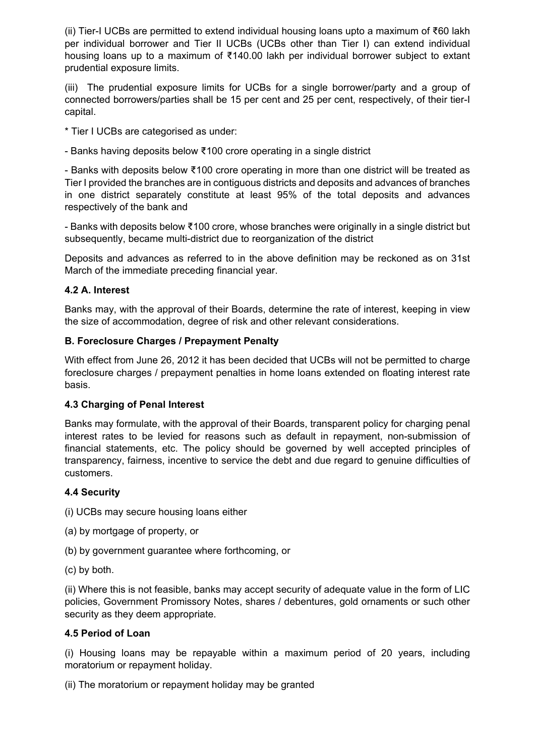(ii) Tier-I UCBs are permitted to extend individual housing loans upto a maximum of ₹60 lakh per individual borrower and Tier II UCBs (UCBs other than Tier I) can extend individual housing loans up to a maximum of ₹140.00 lakh per individual borrower subject to extant prudential exposure limits.

(iii) The prudential exposure limits for UCBs for a single borrower/party and a group of connected borrowers/parties shall be 15 per cent and 25 per cent, respectively, of their tier-I capital.

* Tier I UCBs are categorised as under:

- Banks having deposits below ₹100 crore operating in a single district

- Banks with deposits below ₹100 crore operating in more than one district will be treated as Tier I provided the branches are in contiguous districts and deposits and advances of branches in one district separately constitute at least 95% of the total deposits and advances respectively of the bank and

- Banks with deposits below ₹100 crore, whose branches were originally in a single district but subsequently, became multi-district due to reorganization of the district

Deposits and advances as referred to in the above definition may be reckoned as on 31st March of the immediate preceding financial year.

### 4.2 A. Interest

Banks may, with the approval of their Boards, determine the rate of interest, keeping in view the size of accommodation, degree of risk and other relevant considerations.

### B. Foreclosure Charges / Prepayment Penalty

With effect from June 26, 2012 it has been decided that UCBs will not be permitted to charge foreclosure charges / prepayment penalties in home loans extended on floating interest rate basis.

### 4.3 Charging of Penal Interest

Banks may formulate, with the approval of their Boards, transparent policy for charging penal interest rates to be levied for reasons such as default in repayment, non-submission of financial statements, etc. The policy should be governed by well accepted principles of transparency, fairness, incentive to service the debt and due regard to genuine difficulties of customers.

### 4.4 Security

(i) UCBs may secure housing loans either

(a) by mortgage of property, or

(b) by government guarantee where forthcoming, or

(c) by both.

(ii) Where this is not feasible, banks may accept security of adequate value in the form of LIC policies, Government Promissory Notes, shares / debentures, gold ornaments or such other security as they deem appropriate.

### 4.5 Period of Loan

(i) Housing loans may be repayable within a maximum period of 20 years, including moratorium or repayment holiday.

(ii) The moratorium or repayment holiday may be granted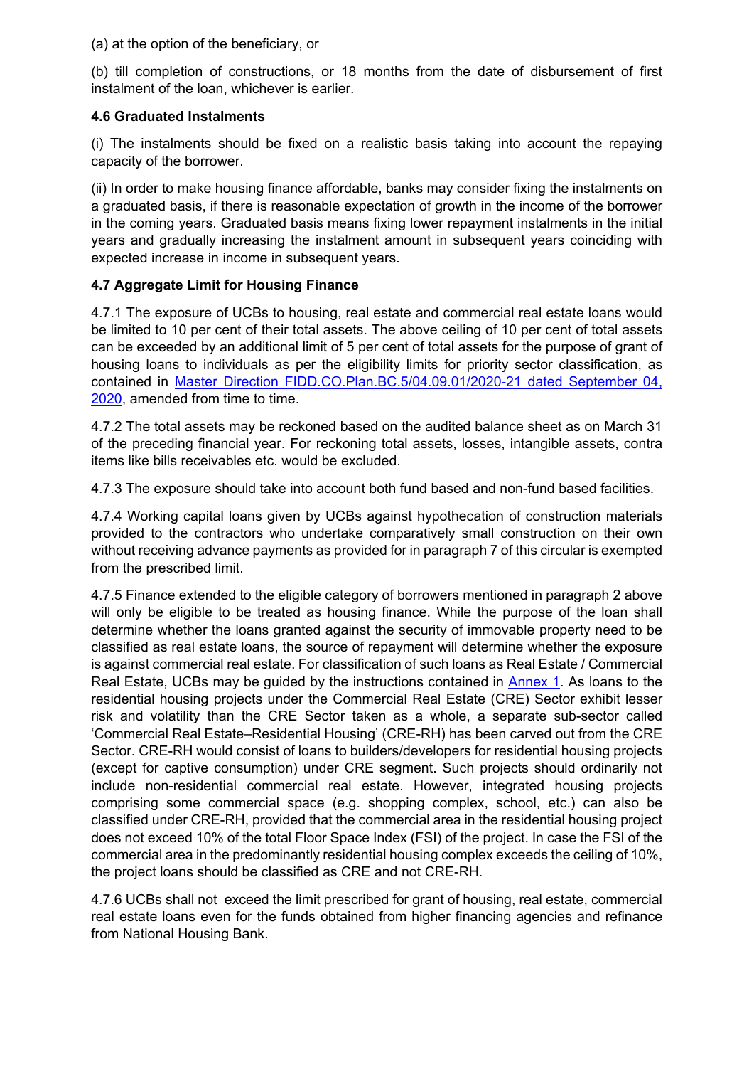(a) at the option of the beneficiary, or

(b) till completion of constructions, or 18 months from the date of disbursement of first instalment of the loan, whichever is earlier.

**4.6 Graduated Instalments**

(i) The instalments should be fixed on a realistic basis taking into account the repaying capacity of the borrower.

(ii) In order to make housing finance affordable, banks may consider fixing the instalments on a graduated basis, if there is reasonable expectation of growth in the income of the borrower in the coming years. Graduated basis means fixing lower repayment instalments in the initial years and gradually increasing the instalment amount in subsequent years coinciding with expected increase in income in subsequent years.

**4.7 Aggregate Limit for Housing Finance**

4.7.1 The exposure of UCBs to housing, real estate and commercial real estate loans would be limited to 10 per cent of their total assets. The above ceiling of 10 per cent of total assets can be exceeded by an additional limit of 5 per cent of total assets for the purpose of grant of housing loans to individuals as per the eligibility limits for priority sector classification, as contained in Master Direction FIDD.CO.Plan.BC.5/04.09.01/2020-21 dated September 04, 2020, amended from time to time.

4.7.2 The total assets may be reckoned based on the audited balance sheet as on March 31 of the preceding financial year. For reckoning total assets, losses, intangible assets, contra items like bills receivables etc. would be excluded.

4.7.3 The exposure should take into account both fund based and non-fund based facilities.

4.7.4 Working capital loans given by UCBs against hypothecation of construction materials provided to the contractors who undertake comparatively small construction on their own without receiving advance payments as provided for in paragraph 7 of this circular is exempted from the prescribed limit.

4.7.5 Finance extended to the eligible category of borrowers mentioned in paragraph 2 above will only be eligible to be treated as housing finance. While the purpose of the loan shall determine whether the loans granted against the security of immovable property need to be classified as real estate loans, the source of repayment will determine whether the exposure is against commercial real estate. For classification of such loans as Real Estate / Commercial Real Estate, UCBs may be guided by the instructions contained in Annex 1. As loans to the residential housing projects under the Commercial Real Estate (CRE) Sector exhibit lesser risk and volatility than the CRE Sector taken as a whole, a separate sub-sector called 'Commercial Real Estate–Residential Housing' (CRE-RH) has been carved out from the CRE Sector. CRE-RH would consist of loans to builders/developers for residential housing projects (except for captive consumption) under CRE segment. Such projects should ordinarily not include non-residential commercial real estate. However, integrated housing projects comprising some commercial space (e.g. shopping complex, school, etc.) can also be classified under CRE-RH, provided that the commercial area in the residential housing project does not exceed 10% of the total Floor Space Index (FSI) of the project. In case the FSI of the commercial area in the predominantly residential housing complex exceeds the ceiling of 10%, the project loans should be classified as CRE and not CRE-RH.

4.7.6 UCBs shall not exceed the limit prescribed for grant of housing, real estate, commercial real estate loans even for the funds obtained from higher financing agencies and refinance from National Housing Bank.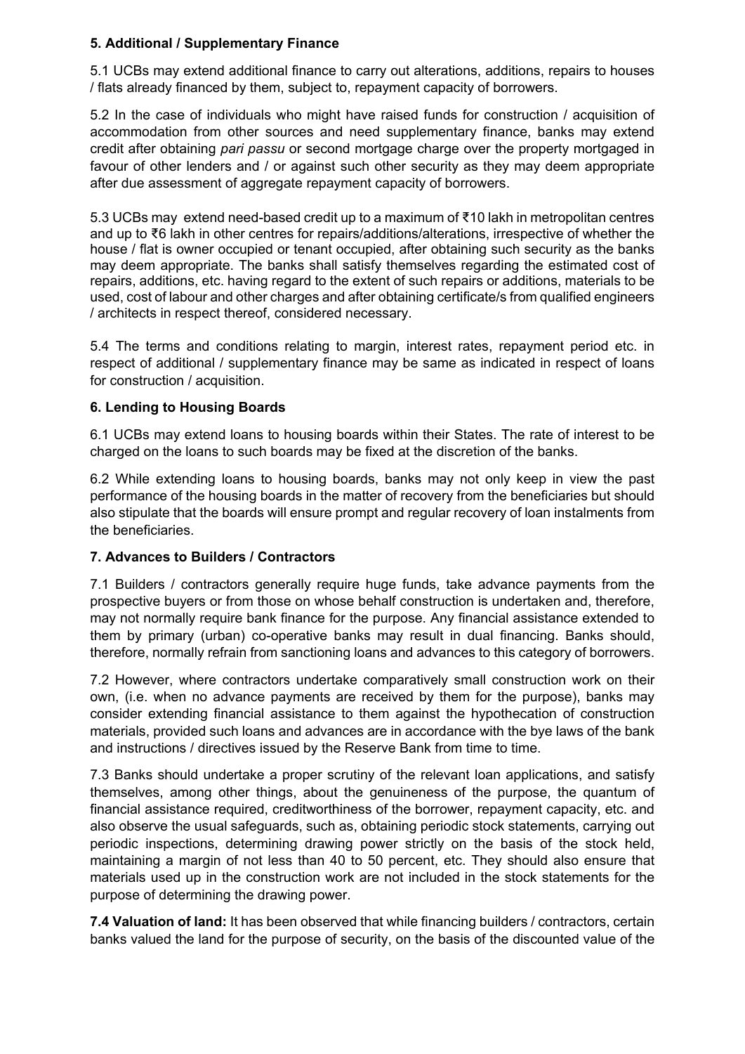**5. Additional / Supplementary Finance**

5.1 UCBs may extend additional finance to carry out alterations, additions, repairs to houses / flats already financed by them, subject to, repayment capacity of borrowers.

5.2 In the case of individuals who might have raised funds for construction / acquisition of accommodation from other sources and need supplementary finance, banks may extend credit after obtaining *pari passu* or second mortgage charge over the property mortgaged in favour of other lenders and / or against such other security as they may deem appropriate after due assessment of aggregate repayment capacity of borrowers.

5.3 UCBs may extend need-based credit up to a maximum of ₹10 lakh in metropolitan centres and up to ₹6 lakh in other centres for repairs/additions/alterations, irrespective of whether the house / flat is owner occupied or tenant occupied, after obtaining such security as the banks may deem appropriate. The banks shall satisfy themselves regarding the estimated cost of repairs, additions, etc. having regard to the extent of such repairs or additions, materials to be used, cost of labour and other charges and after obtaining certificate/s from qualified engineers / architects in respect thereof, considered necessary.

5.4 The terms and conditions relating to margin, interest rates, repayment period etc. in respect of additional / supplementary finance may be same as indicated in respect of loans for construction / acquisition.

**6. Lending to Housing Boards**

6.1 UCBs may extend loans to housing boards within their States. The rate of interest to be charged on the loans to such boards may be fixed at the discretion of the banks.

6.2 While extending loans to housing boards, banks may not only keep in view the past performance of the housing boards in the matter of recovery from the beneficiaries but should also stipulate that the boards will ensure prompt and regular recovery of loan instalments from the beneficiaries.

**7. Advances to Builders / Contractors**

7.1 Builders / contractors generally require huge funds, take advance payments from the prospective buyers or from those on whose behalf construction is undertaken and, therefore, may not normally require bank finance for the purpose. Any financial assistance extended to them by primary (urban) co-operative banks may result in dual financing. Banks should, therefore, normally refrain from sanctioning loans and advances to this category of borrowers.

7.2 However, where contractors undertake comparatively small construction work on their own, (i.e. when no advance payments are received by them for the purpose), banks may consider extending financial assistance to them against the hypothecation of construction materials, provided such loans and advances are in accordance with the bye laws of the bank and instructions / directives issued by the Reserve Bank from time to time.

7.3 Banks should undertake a proper scrutiny of the relevant loan applications, and satisfy themselves, among other things, about the genuineness of the purpose, the quantum of financial assistance required, creditworthiness of the borrower, repayment capacity, etc. and also observe the usual safeguards, such as, obtaining periodic stock statements, carrying out periodic inspections, determining drawing power strictly on the basis of the stock held, maintaining a margin of not less than 40 to 50 percent, etc. They should also ensure that materials used up in the construction work are not included in the stock statements for the purpose of determining the drawing power.

**7.4 Valuation of land:** It has been observed that while financing builders / contractors, certain banks valued the land for the purpose of security, on the basis of the discounted value of the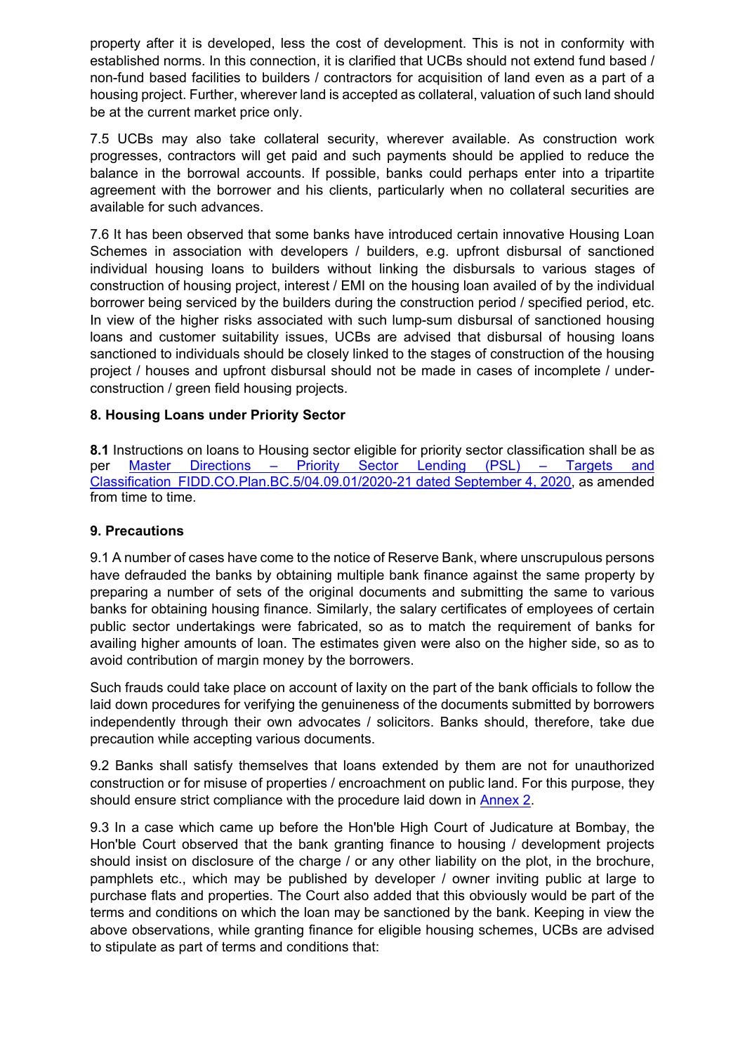property after it is developed, less the cost of development. This is not in conformity with established norms. In this connection, it is clarified that UCBs should not extend fund based / non-fund based facilities to builders / contractors for acquisition of land even as a part of a housing project. Further, wherever land is accepted as collateral, valuation of such land should be at the current market price only.

7.5 UCBs may also take collateral security, wherever available. As construction work progresses, contractors will get paid and such payments should be applied to reduce the balance in the borrowal accounts. If possible, banks could perhaps enter into a tripartite agreement with the borrower and his clients, particularly when no collateral securities are available for such advances.

7.6 It has been observed that some banks have introduced certain innovative Housing Loan Schemes in association with developers / builders, e.g. upfront disbursal of sanctioned individual housing loans to builders without linking the disbursals to various stages of construction of housing project, interest / EMI on the housing loan availed of by the individual borrower being serviced by the builders during the construction period / specified period, etc. In view of the higher risks associated with such lump-sum disbursal of sanctioned housing loans and customer suitability issues, UCBs are advised that disbursal of housing loans sanctioned to individuals should be closely linked to the stages of construction of the housing project / houses and upfront disbursal should not be made in cases of incomplete / under-construction / green field housing projects.

### 8. Housing Loans under Priority Sector

**8.1** Instructions on loans to Housing sector eligible for priority sector classification shall be as per Master Directions – Priority Sector Lending (PSL) – Targets and Classification FIDD.CO.Plan.BC.5/04.09.01/2020-21 dated September 4, 2020, as amended from time to time.

### 9. Precautions

9.1 A number of cases have come to the notice of Reserve Bank, where unscrupulous persons have defrauded the banks by obtaining multiple bank finance against the same property by preparing a number of sets of the original documents and submitting the same to various banks for obtaining housing finance. Similarly, the salary certificates of employees of certain public sector undertakings were fabricated, so as to match the requirement of banks for availing higher amounts of loan. The estimates given were also on the higher side, so as to avoid contribution of margin money by the borrowers.

Such frauds could take place on account of laxity on the part of the bank officials to follow the laid down procedures for verifying the genuineness of the documents submitted by borrowers independently through their own advocates / solicitors. Banks should, therefore, take due precaution while accepting various documents.

9.2 Banks shall satisfy themselves that loans extended by them are not for unauthorized construction or for misuse of properties / encroachment on public land. For this purpose, they should ensure strict compliance with the procedure laid down in Annex 2.

9.3 In a case which came up before the Hon'ble High Court of Judicature at Bombay, the Hon'ble Court observed that the bank granting finance to housing / development projects should insist on disclosure of the charge / or any other liability on the plot, in the brochure, pamphlets etc., which may be published by developer / owner inviting public at large to purchase flats and properties. The Court also added that this obviously would be part of the terms and conditions on which the loan may be sanctioned by the bank. Keeping in view the above observations, while granting finance for eligible housing schemes, UCBs are advised to stipulate as part of terms and conditions that: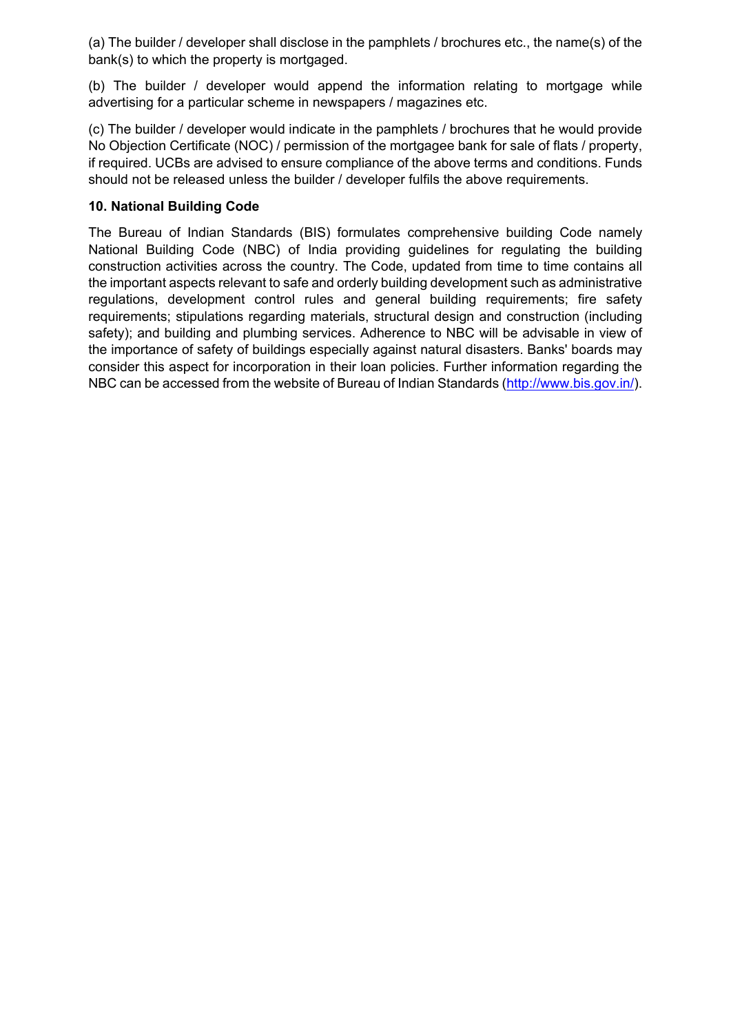(a) The builder / developer shall disclose in the pamphlets / brochures etc., the name(s) of the bank(s) to which the property is mortgaged.

(b) The builder / developer would append the information relating to mortgage while advertising for a particular scheme in newspapers / magazines etc.

(c) The builder / developer would indicate in the pamphlets / brochures that he would provide No Objection Certificate (NOC) / permission of the mortgagee bank for sale of flats / property, if required. UCBs are advised to ensure compliance of the above terms and conditions. Funds should not be released unless the builder / developer fulfils the above requirements.

**10. National Building Code**

The Bureau of Indian Standards (BIS) formulates comprehensive building Code namely National Building Code (NBC) of India providing guidelines for regulating the building construction activities across the country. The Code, updated from time to time contains all the important aspects relevant to safe and orderly building development such as administrative regulations, development control rules and general building requirements; fire safety requirements; stipulations regarding materials, structural design and construction (including safety); and building and plumbing services. Adherence to NBC will be advisable in view of the importance of safety of buildings especially against natural disasters. Banks' boards may consider this aspect for incorporation in their loan policies. Further information regarding the NBC can be accessed from the website of Bureau of Indian Standards (http://www.bis.gov.in/).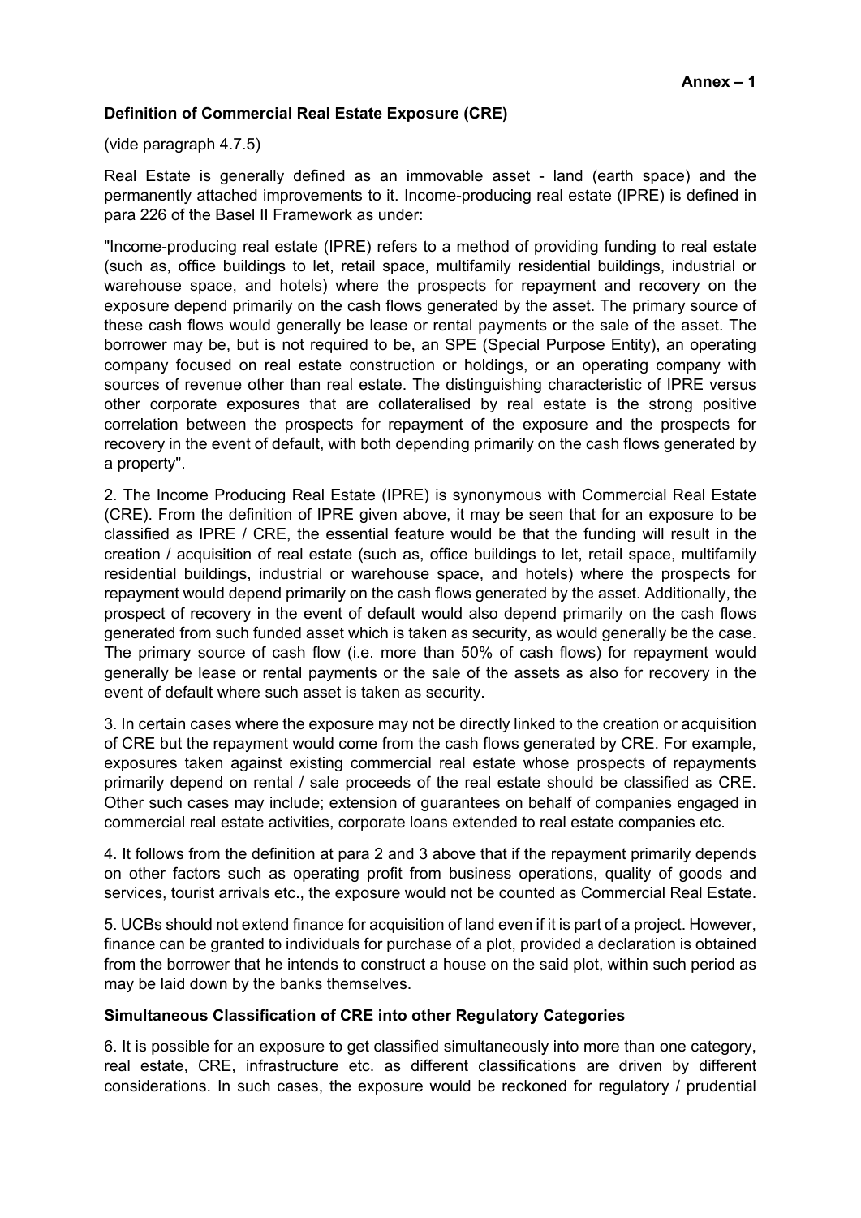**Annex – 1**

**Definition of Commercial Real Estate Exposure (CRE)**

(vide paragraph 4.7.5)

Real Estate is generally defined as an immovable asset - land (earth space) and the permanently attached improvements to it. Income-producing real estate (IPRE) is defined in para 226 of the Basel II Framework as under:

"Income-producing real estate (IPRE) refers to a method of providing funding to real estate (such as, office buildings to let, retail space, multifamily residential buildings, industrial or warehouse space, and hotels) where the prospects for repayment and recovery on the exposure depend primarily on the cash flows generated by the asset. The primary source of these cash flows would generally be lease or rental payments or the sale of the asset. The borrower may be, but is not required to be, an SPE (Special Purpose Entity), an operating company focused on real estate construction or holdings, or an operating company with sources of revenue other than real estate. The distinguishing characteristic of IPRE versus other corporate exposures that are collateralised by real estate is the strong positive correlation between the prospects for repayment of the exposure and the prospects for recovery in the event of default, with both depending primarily on the cash flows generated by a property".

2. The Income Producing Real Estate (IPRE) is synonymous with Commercial Real Estate (CRE). From the definition of IPRE given above, it may be seen that for an exposure to be classified as IPRE / CRE, the essential feature would be that the funding will result in the creation / acquisition of real estate (such as, office buildings to let, retail space, multifamily residential buildings, industrial or warehouse space, and hotels) where the prospects for repayment would depend primarily on the cash flows generated by the asset. Additionally, the prospect of recovery in the event of default would also depend primarily on the cash flows generated from such funded asset which is taken as security, as would generally be the case. The primary source of cash flow (i.e. more than 50% of cash flows) for repayment would generally be lease or rental payments or the sale of the assets as also for recovery in the event of default where such asset is taken as security.

3. In certain cases where the exposure may not be directly linked to the creation or acquisition of CRE but the repayment would come from the cash flows generated by CRE. For example, exposures taken against existing commercial real estate whose prospects of repayments primarily depend on rental / sale proceeds of the real estate should be classified as CRE. Other such cases may include; extension of guarantees on behalf of companies engaged in commercial real estate activities, corporate loans extended to real estate companies etc.

4. It follows from the definition at para 2 and 3 above that if the repayment primarily depends on other factors such as operating profit from business operations, quality of goods and services, tourist arrivals etc., the exposure would not be counted as Commercial Real Estate.

5. UCBs should not extend finance for acquisition of land even if it is part of a project. However, finance can be granted to individuals for purchase of a plot, provided a declaration is obtained from the borrower that he intends to construct a house on the said plot, within such period as may be laid down by the banks themselves.

**Simultaneous Classification of CRE into other Regulatory Categories**

6. It is possible for an exposure to get classified simultaneously into more than one category, real estate, CRE, infrastructure etc. as different classifications are driven by different considerations. In such cases, the exposure would be reckoned for regulatory / prudential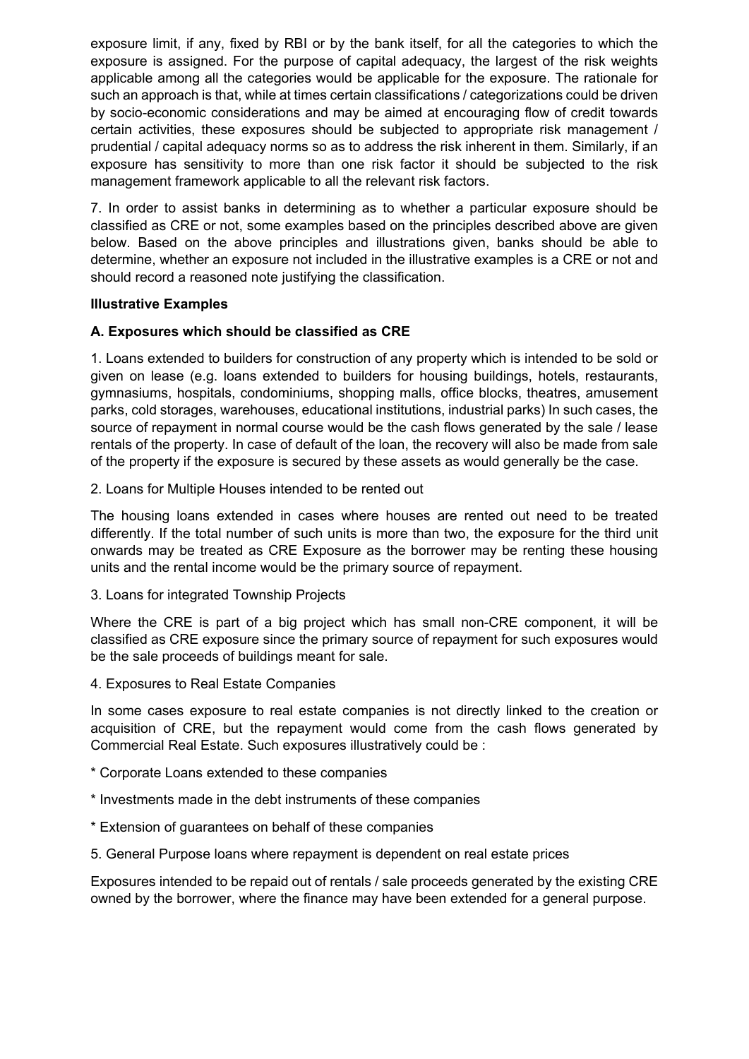exposure limit, if any, fixed by RBI or by the bank itself, for all the categories to which the exposure is assigned. For the purpose of capital adequacy, the largest of the risk weights applicable among all the categories would be applicable for the exposure. The rationale for such an approach is that, while at times certain classifications / categorizations could be driven by socio-economic considerations and may be aimed at encouraging flow of credit towards certain activities, these exposures should be subjected to appropriate risk management / prudential / capital adequacy norms so as to address the risk inherent in them. Similarly, if an exposure has sensitivity to more than one risk factor it should be subjected to the risk management framework applicable to all the relevant risk factors.

7. In order to assist banks in determining as to whether a particular exposure should be classified as CRE or not, some examples based on the principles described above are given below. Based on the above principles and illustrations given, banks should be able to determine, whether an exposure not included in the illustrative examples is a CRE or not and should record a reasoned note justifying the classification.

**Illustrative Examples**

**A. Exposures which should be classified as CRE**

1. Loans extended to builders for construction of any property which is intended to be sold or given on lease (e.g. loans extended to builders for housing buildings, hotels, restaurants, gymnasiums, hospitals, condominiums, shopping malls, office blocks, theatres, amusement parks, cold storages, warehouses, educational institutions, industrial parks) In such cases, the source of repayment in normal course would be the cash flows generated by the sale / lease rentals of the property. In case of default of the loan, the recovery will also be made from sale of the property if the exposure is secured by these assets as would generally be the case.

2. Loans for Multiple Houses intended to be rented out

The housing loans extended in cases where houses are rented out need to be treated differently. If the total number of such units is more than two, the exposure for the third unit onwards may be treated as CRE Exposure as the borrower may be renting these housing units and the rental income would be the primary source of repayment.

3. Loans for integrated Township Projects

Where the CRE is part of a big project which has small non-CRE component, it will be classified as CRE exposure since the primary source of repayment for such exposures would be the sale proceeds of buildings meant for sale.

4. Exposures to Real Estate Companies

In some cases exposure to real estate companies is not directly linked to the creation or acquisition of CRE, but the repayment would come from the cash flows generated by Commercial Real Estate. Such exposures illustratively could be :

* Corporate Loans extended to these companies

* Investments made in the debt instruments of these companies

* Extension of guarantees on behalf of these companies

5. General Purpose loans where repayment is dependent on real estate prices

Exposures intended to be repaid out of rentals / sale proceeds generated by the existing CRE owned by the borrower, where the finance may have been extended for a general purpose.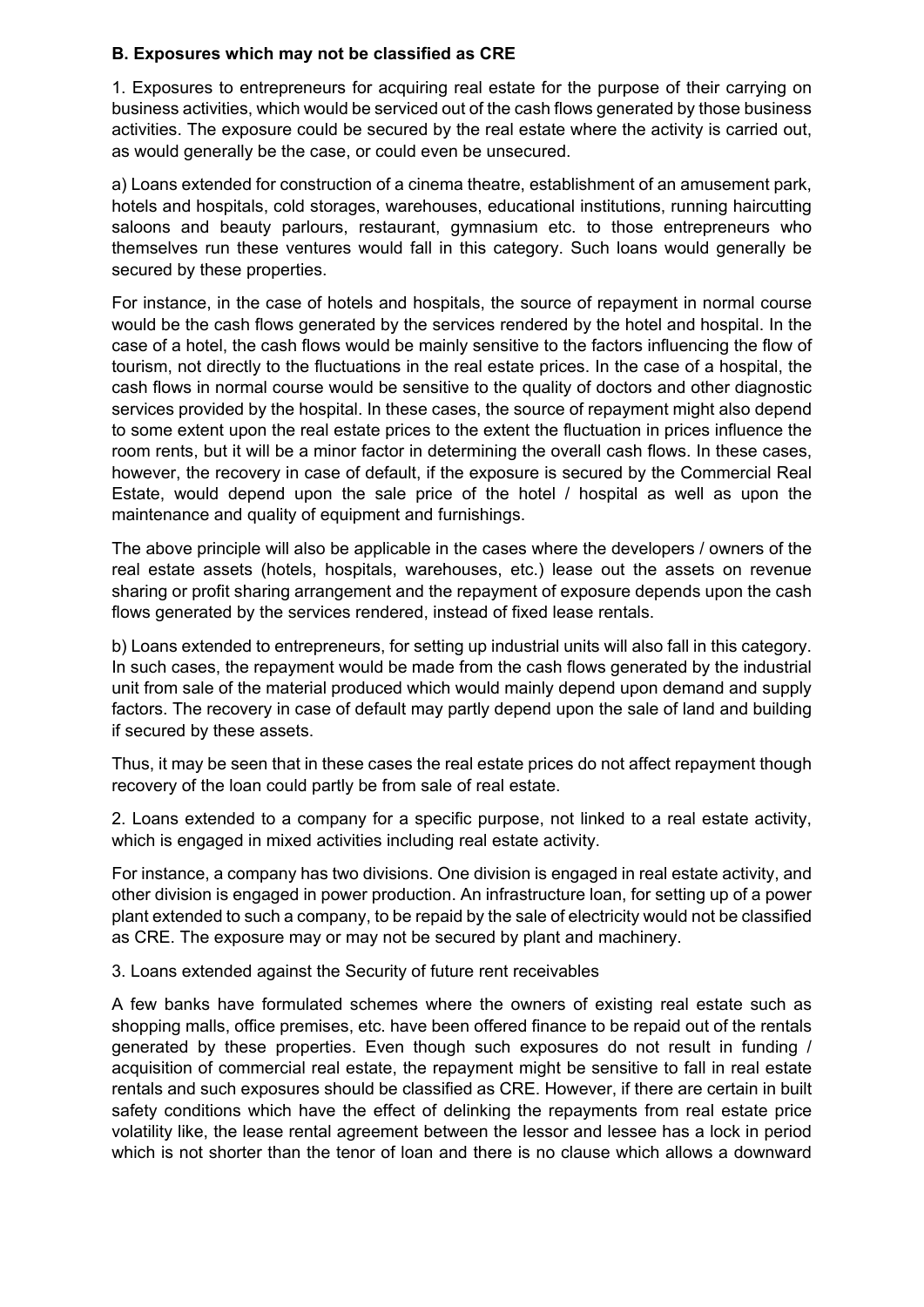**B. Exposures which may not be classified as CRE**

1. Exposures to entrepreneurs for acquiring real estate for the purpose of their carrying on business activities, which would be serviced out of the cash flows generated by those business activities. The exposure could be secured by the real estate where the activity is carried out, as would generally be the case, or could even be unsecured.

a) Loans extended for construction of a cinema theatre, establishment of an amusement park, hotels and hospitals, cold storages, warehouses, educational institutions, running haircutting saloons and beauty parlours, restaurant, gymnasium etc. to those entrepreneurs who themselves run these ventures would fall in this category. Such loans would generally be secured by these properties.

For instance, in the case of hotels and hospitals, the source of repayment in normal course would be the cash flows generated by the services rendered by the hotel and hospital. In the case of a hotel, the cash flows would be mainly sensitive to the factors influencing the flow of tourism, not directly to the fluctuations in the real estate prices. In the case of a hospital, the cash flows in normal course would be sensitive to the quality of doctors and other diagnostic services provided by the hospital. In these cases, the source of repayment might also depend to some extent upon the real estate prices to the extent the fluctuation in prices influence the room rents, but it will be a minor factor in determining the overall cash flows. In these cases, however, the recovery in case of default, if the exposure is secured by the Commercial Real Estate, would depend upon the sale price of the hotel / hospital as well as upon the maintenance and quality of equipment and furnishings.

The above principle will also be applicable in the cases where the developers / owners of the real estate assets (hotels, hospitals, warehouses, etc.) lease out the assets on revenue sharing or profit sharing arrangement and the repayment of exposure depends upon the cash flows generated by the services rendered, instead of fixed lease rentals.

b) Loans extended to entrepreneurs, for setting up industrial units will also fall in this category. In such cases, the repayment would be made from the cash flows generated by the industrial unit from sale of the material produced which would mainly depend upon demand and supply factors. The recovery in case of default may partly depend upon the sale of land and building if secured by these assets.

Thus, it may be seen that in these cases the real estate prices do not affect repayment though recovery of the loan could partly be from sale of real estate.

2. Loans extended to a company for a specific purpose, not linked to a real estate activity, which is engaged in mixed activities including real estate activity.

For instance, a company has two divisions. One division is engaged in real estate activity, and other division is engaged in power production. An infrastructure loan, for setting up of a power plant extended to such a company, to be repaid by the sale of electricity would not be classified as CRE. The exposure may or may not be secured by plant and machinery.

3. Loans extended against the Security of future rent receivables

A few banks have formulated schemes where the owners of existing real estate such as shopping malls, office premises, etc. have been offered finance to be repaid out of the rentals generated by these properties. Even though such exposures do not result in funding / acquisition of commercial real estate, the repayment might be sensitive to fall in real estate rentals and such exposures should be classified as CRE. However, if there are certain in built safety conditions which have the effect of delinking the repayments from real estate price volatility like, the lease rental agreement between the lessor and lessee has a lock in period which is not shorter than the tenor of loan and there is no clause which allows a downward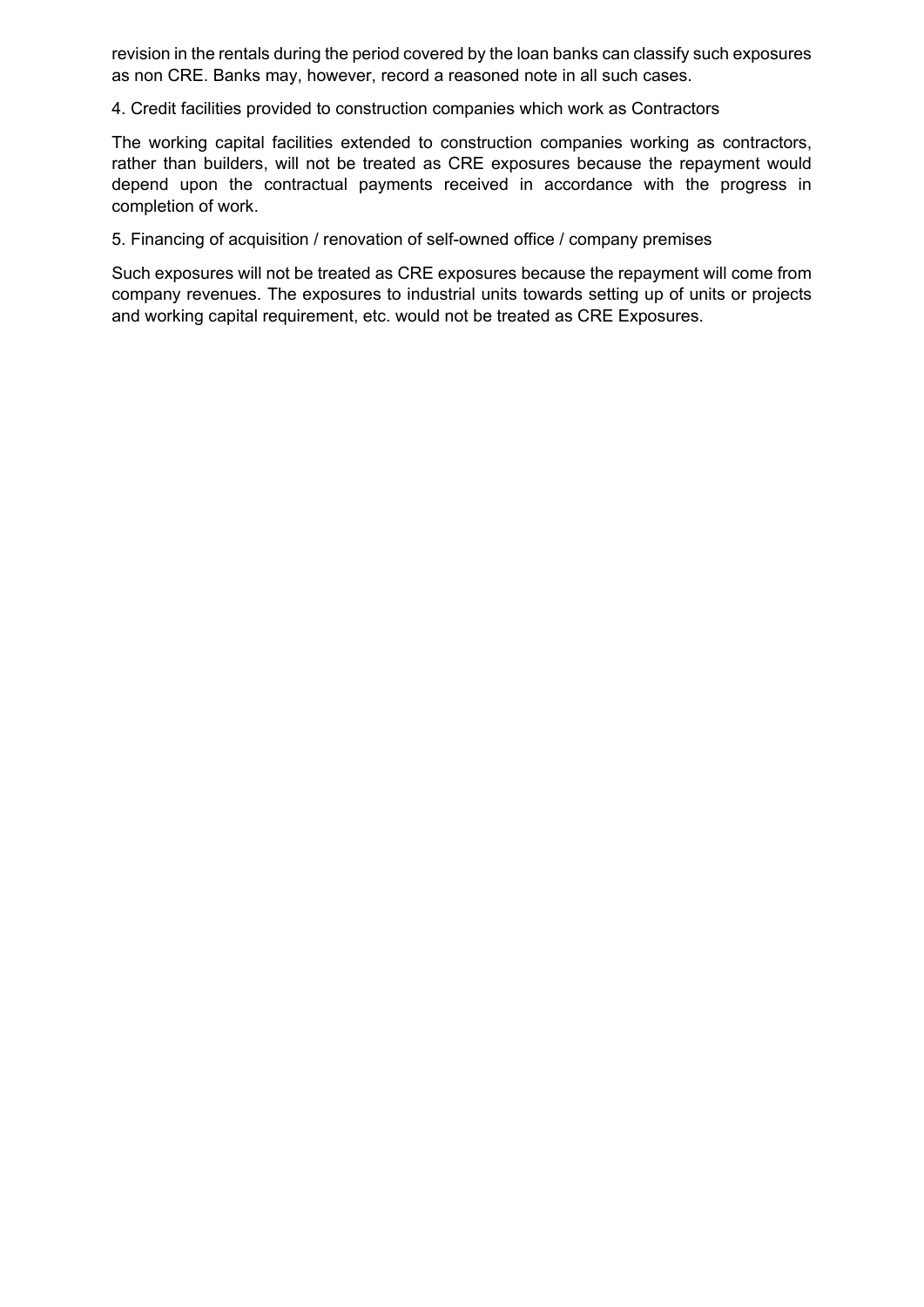revision in the rentals during the period covered by the loan banks can classify such exposures as non CRE. Banks may, however, record a reasoned note in all such cases.

4. Credit facilities provided to construction companies which work as Contractors

The working capital facilities extended to construction companies working as contractors, rather than builders, will not be treated as CRE exposures because the repayment would depend upon the contractual payments received in accordance with the progress in completion of work.

5. Financing of acquisition / renovation of self-owned office / company premises

Such exposures will not be treated as CRE exposures because the repayment will come from company revenues. The exposures to industrial units towards setting up of units or projects and working capital requirement, etc. would not be treated as CRE Exposures.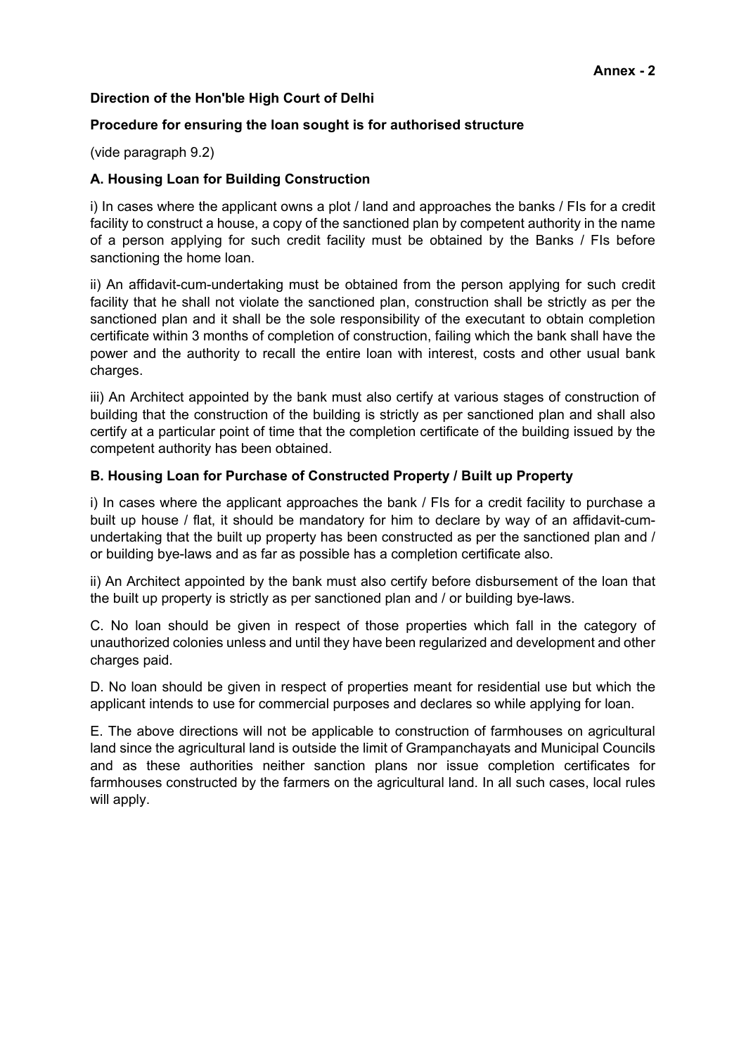**Annex - 2**

**Direction of the Hon'ble High Court of Delhi**

**Procedure for ensuring the loan sought is for authorised structure**

(vide paragraph 9.2)

**A. Housing Loan for Building Construction**

i) In cases where the applicant owns a plot / land and approaches the banks / FIs for a credit facility to construct a house, a copy of the sanctioned plan by competent authority in the name of a person applying for such credit facility must be obtained by the Banks / FIs before sanctioning the home loan.

ii) An affidavit-cum-undertaking must be obtained from the person applying for such credit facility that he shall not violate the sanctioned plan, construction shall be strictly as per the sanctioned plan and it shall be the sole responsibility of the executant to obtain completion certificate within 3 months of completion of construction, failing which the bank shall have the power and the authority to recall the entire loan with interest, costs and other usual bank charges.

iii) An Architect appointed by the bank must also certify at various stages of construction of building that the construction of the building is strictly as per sanctioned plan and shall also certify at a particular point of time that the completion certificate of the building issued by the competent authority has been obtained.

**B. Housing Loan for Purchase of Constructed Property / Built up Property**

i) In cases where the applicant approaches the bank / FIs for a credit facility to purchase a built up house / flat, it should be mandatory for him to declare by way of an affidavit-cum-undertaking that the built up property has been constructed as per the sanctioned plan and / or building bye-laws and as far as possible has a completion certificate also.

ii) An Architect appointed by the bank must also certify before disbursement of the loan that the built up property is strictly as per sanctioned plan and / or building bye-laws.

C. No loan should be given in respect of those properties which fall in the category of unauthorized colonies unless and until they have been regularized and development and other charges paid.

D. No loan should be given in respect of properties meant for residential use but which the applicant intends to use for commercial purposes and declares so while applying for loan.

E. The above directions will not be applicable to construction of farmhouses on agricultural land since the agricultural land is outside the limit of Grampanchayats and Municipal Councils and as these authorities neither sanction plans nor issue completion certificates for farmhouses constructed by the farmers on the agricultural land. In all such cases, local rules will apply.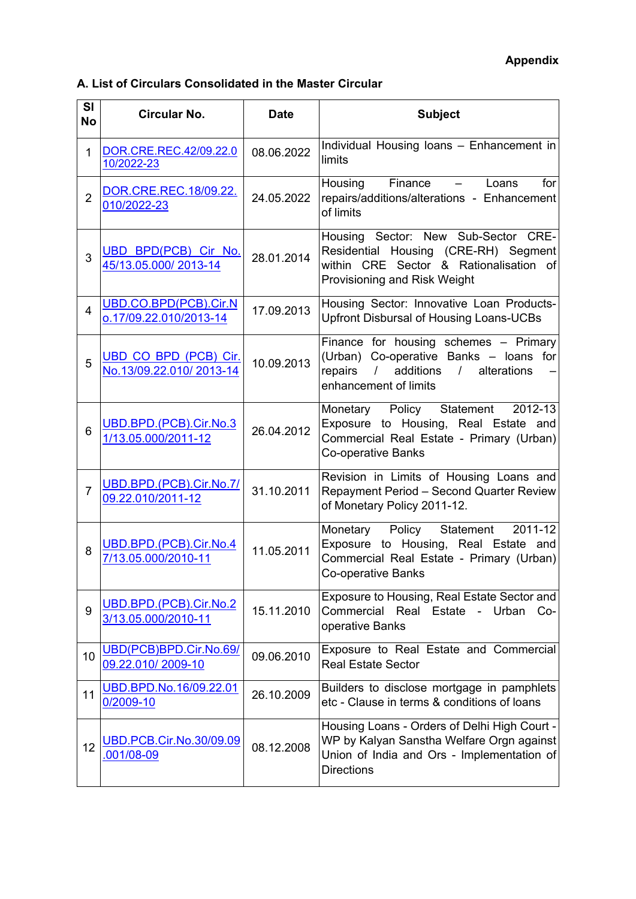**Appendix**

**A. List of Circulars Consolidated in the Master Circular**

| Sl No | Circular No. | Date | Subject |
|---|---|---|---|
| 1 | DOR.CRE.REC.42/09.22.010/2022-23 | 08.06.2022 | Individual Housing loans – Enhancement in limits |
| 2 | DOR.CRE.REC.18/09.22.010/2022-23 | 24.05.2022 | Housing Finance – Loans for repairs/additions/alterations - Enhancement of limits |
| 3 | UBD BPD(PCB) Cir No. 45/13.05.000/ 2013-14 | 28.01.2014 | Housing Sector: New Sub-Sector CRE-Residential Housing (CRE-RH) Segment within CRE Sector & Rationalisation of Provisioning and Risk Weight |
| 4 | UBD.CO.BPD(PCB).Cir.No.17/09.22.010/2013-14 | 17.09.2013 | Housing Sector: Innovative Loan Products-Upfront Disbursal of Housing Loans-UCBs |
| 5 | UBD CO BPD (PCB) Cir. No.13/09.22.010/ 2013-14 | 10.09.2013 | Finance for housing schemes – Primary (Urban) Co-operative Banks – loans for repairs / additions / alterations – enhancement of limits |
| 6 | UBD.BPD.(PCB).Cir.No.31/13.05.000/2011-12 | 26.04.2012 | Monetary Policy Statement 2012-13 Exposure to Housing, Real Estate and Commercial Real Estate - Primary (Urban) Co-operative Banks |
| 7 | UBD.BPD.(PCB).Cir.No.7/09.22.010/2011-12 | 31.10.2011 | Revision in Limits of Housing Loans and Repayment Period – Second Quarter Review of Monetary Policy 2011-12. |
| 8 | UBD.BPD.(PCB).Cir.No.47/13.05.000/2010-11 | 11.05.2011 | Monetary Policy Statement 2011-12 Exposure to Housing, Real Estate and Commercial Real Estate - Primary (Urban) Co-operative Banks |
| 9 | UBD.BPD.(PCB).Cir.No.23/13.05.000/2010-11 | 15.11.2010 | Exposure to Housing, Real Estate Sector and Commercial Real Estate - Urban Co-operative Banks |
| 10 | UBD(PCB)BPD.Cir.No.69/09.22.010/ 2009-10 | 09.06.2010 | Exposure to Real Estate and Commercial Real Estate Sector |
| 11 | UBD.BPD.No.16/09.22.010/2009-10 | 26.10.2009 | Builders to disclose mortgage in pamphlets etc - Clause in terms & conditions of loans |
| 12 | UBD.PCB.Cir.No.30/09.09.001/08-09 | 08.12.2008 | Housing Loans - Orders of Delhi High Court - WP by Kalyan Sanstha Welfare Orgn against Union of India and Ors - Implementation of Directions |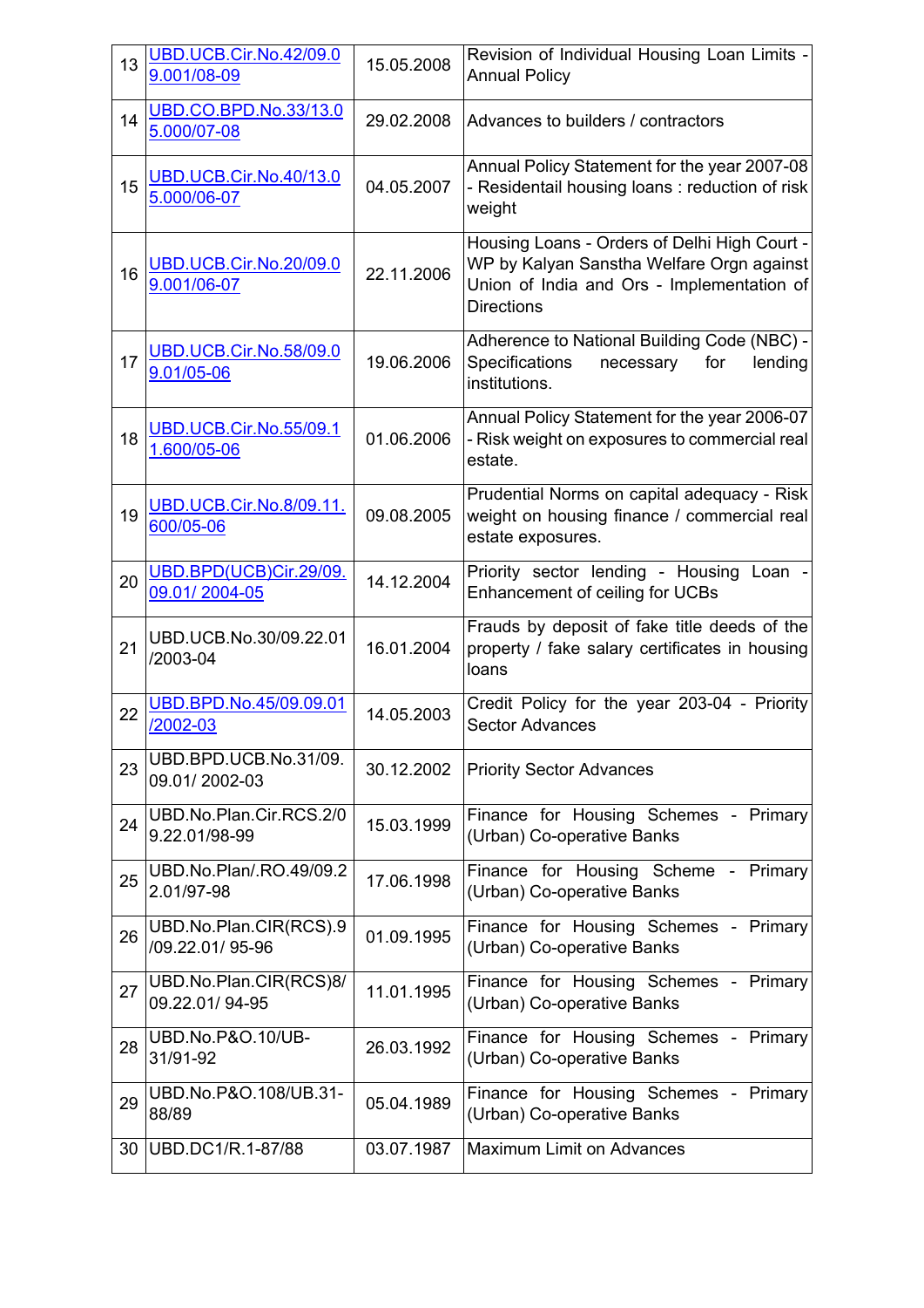| 13 | UBD.UCB.Cir.No.42/09.09.001/08-09 | 15.05.2008 | Revision of Individual Housing Loan Limits - Annual Policy |
|---|---|---|---|
| 14 | UBD.CO.BPD.No.33/13.05.000/07-08 | 29.02.2008 | Advances to builders / contractors |
| 15 | UBD.UCB.Cir.No.40/13.05.000/06-07 | 04.05.2007 | Annual Policy Statement for the year 2007-08 - Residentail housing loans : reduction of risk weight |
| 16 | UBD.UCB.Cir.No.20/09.09.001/06-07 | 22.11.2006 | Housing Loans - Orders of Delhi High Court - WP by Kalyan Sanstha Welfare Orgn against Union of India and Ors - Implementation of Directions |
| 17 | UBD.UCB.Cir.No.58/09.09.01/05-06 | 19.06.2006 | Adherence to National Building Code (NBC) - Specifications necessary for lending institutions. |
| 18 | UBD.UCB.Cir.No.55/09.11.600/05-06 | 01.06.2006 | Annual Policy Statement for the year 2006-07 - Risk weight on exposures to commercial real estate. |
| 19 | UBD.UCB.Cir.No.8/09.11.600/05-06 | 09.08.2005 | Prudential Norms on capital adequacy - Risk weight on housing finance / commercial real estate exposures. |
| 20 | UBD.BPD(UCB)Cir.29/09.09.01/ 2004-05 | 14.12.2004 | Priority sector lending - Housing Loan - Enhancement of ceiling for UCBs |
| 21 | UBD.UCB.No.30/09.22.01/2003-04 | 16.01.2004 | Frauds by deposit of fake title deeds of the property / fake salary certificates in housing loans |
| 22 | UBD.BPD.No.45/09.09.01/2002-03 | 14.05.2003 | Credit Policy for the year 203-04 - Priority Sector Advances |
| 23 | UBD.BPD.UCB.No.31/09.09.01/ 2002-03 | 30.12.2002 | Priority Sector Advances |
| 24 | UBD.No.Plan.Cir.RCS.2/09.22.01/98-99 | 15.03.1999 | Finance for Housing Schemes - Primary (Urban) Co-operative Banks |
| 25 | UBD.No.Plan/.RO.49/09.22.01/97-98 | 17.06.1998 | Finance for Housing Scheme - Primary (Urban) Co-operative Banks |
| 26 | UBD.No.Plan.CIR(RCS).9/09.22.01/ 95-96 | 01.09.1995 | Finance for Housing Schemes - Primary (Urban) Co-operative Banks |
| 27 | UBD.No.Plan.CIR(RCS)8/09.22.01/ 94-95 | 11.01.1995 | Finance for Housing Schemes - Primary (Urban) Co-operative Banks |
| 28 | UBD.No.P&O.10/UB-31/91-92 | 26.03.1992 | Finance for Housing Schemes - Primary (Urban) Co-operative Banks |
| 29 | UBD.No.P&O.108/UB.31-88/89 | 05.04.1989 | Finance for Housing Schemes - Primary (Urban) Co-operative Banks |
| 30 | UBD.DC1/R.1-87/88 | 03.07.1987 | Maximum Limit on Advances |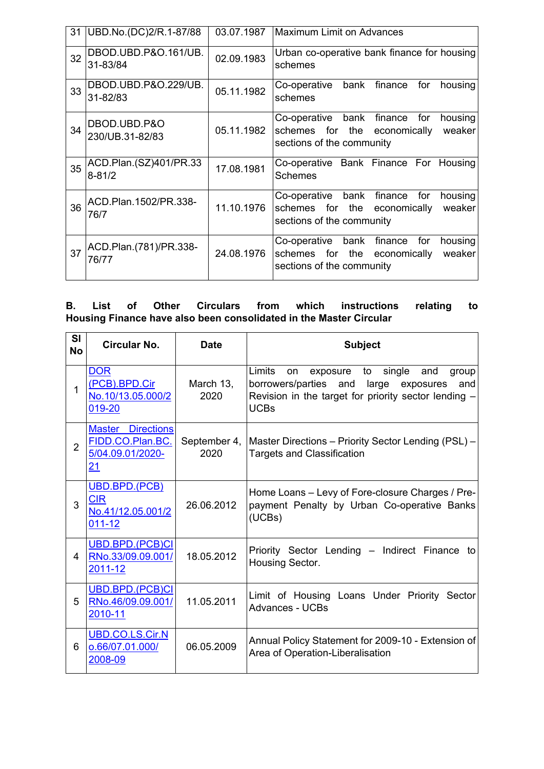| 31 | UBD.No.(DC)2/R.1-87/88 | 03.07.1987 | Maximum Limit on Advances |
|---|---|---|---|
| 32 | DBOD.UBD.P&O.161/UB.31-83/84 | 02.09.1983 | Urban co-operative bank finance for housing schemes |
| 33 | DBOD.UBD.P&O.229/UB.31-82/83 | 05.11.1982 | Co-operative bank finance for housing schemes |
| 34 | DBOD.UBD.P&O 230/UB.31-82/83 | 05.11.1982 | Co-operative bank finance for housing schemes for the economically weaker sections of the community |
| 35 | ACD.Plan.(SZ)401/PR.338-81/2 | 17.08.1981 | Co-operative Bank Finance For Housing Schemes |
| 36 | ACD.Plan.1502/PR.338-76/7 | 11.10.1976 | Co-operative bank finance for housing schemes for the economically weaker sections of the community |
| 37 | ACD.Plan.(781)/PR.338-76/77 | 24.08.1976 | Co-operative bank finance for housing schemes for the economically weaker sections of the community |

**B. List of Other Circulars from which instructions relating to Housing Finance have also been consolidated in the Master Circular**

| Sl No | Circular No. | Date | Subject |
|---|---|---|---|
| 1 | DOR (PCB).BPD.Cir No.10/13.05.000/2019-20 | March 13, 2020 | Limits on exposure to single and group borrowers/parties and large exposures and Revision in the target for priority sector lending – UCBs |
| 2 | Master Directions FIDD.CO.Plan.BC.5/04.09.01/2020-21 | September 4, 2020 | Master Directions – Priority Sector Lending (PSL) – Targets and Classification |
| 3 | UBD.BPD.(PCB) CIR No.41/12.05.001/2011-12 | 26.06.2012 | Home Loans – Levy of Fore-closure Charges / Pre-payment Penalty by Urban Co-operative Banks (UCBs) |
| 4 | UBD.BPD.(PCB)CIRNo.33/09.09.001/2011-12 | 18.05.2012 | Priority Sector Lending – Indirect Finance to Housing Sector. |
| 5 | UBD.BPD.(PCB)CIRNo.46/09.09.001/2010-11 | 11.05.2011 | Limit of Housing Loans Under Priority Sector Advances - UCBs |
| 6 | UBD.CO.LS.Cir.No.66/07.01.000/2008-09 | 06.05.2009 | Annual Policy Statement for 2009-10 - Extension of Area of Operation-Liberalisation |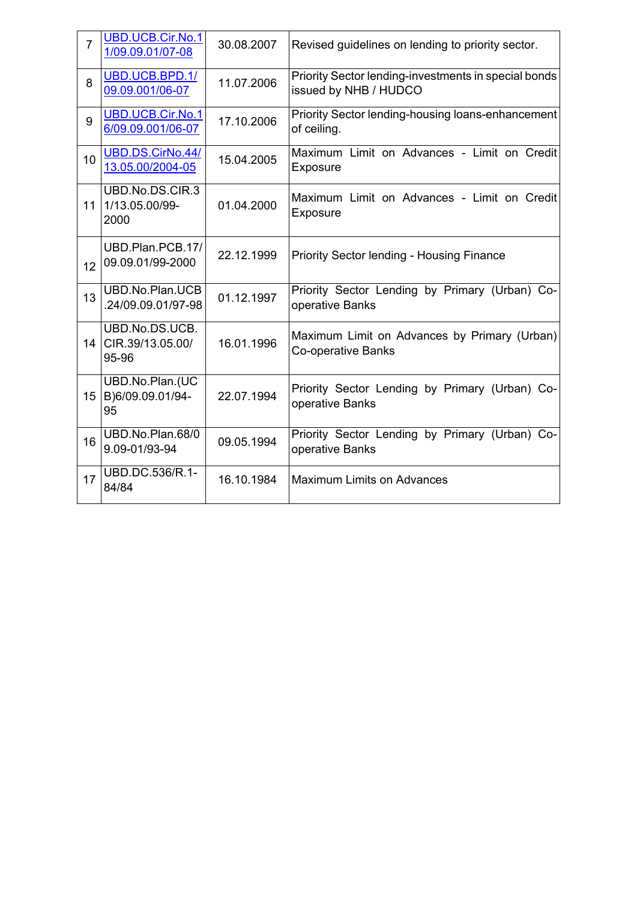| | | | |
|---|---|---|---|
| 7 | UBD.UCB.Cir.No.11/09.09.01/07-08 | 30.08.2007 | Revised guidelines on lending to priority sector. |
| 8 | UBD.UCB.BPD.1/09.09.001/06-07 | 11.07.2006 | Priority Sector lending-investments in special bonds issued by NHB / HUDCO |
| 9 | UBD.UCB.Cir.No.16/09.09.001/06-07 | 17.10.2006 | Priority Sector lending-housing loans-enhancement of ceiling. |
| 10 | UBD.DS.CirNo.44/13.05.00/2004-05 | 15.04.2005 | Maximum Limit on Advances - Limit on Credit Exposure |
| 11 | UBD.No.DS.CIR.31/13.05.00/99-2000 | 01.04.2000 | Maximum Limit on Advances - Limit on Credit Exposure |
| 12 | UBD.Plan.PCB.17/09.09.01/99-2000 | 22.12.1999 | Priority Sector lending - Housing Finance |
| 13 | UBD.No.Plan.UCB.24/09.09.01/97-98 | 01.12.1997 | Priority Sector Lending by Primary (Urban) Co-operative Banks |
| 14 | UBD.No.DS.UCB.CIR.39/13.05.00/95-96 | 16.01.1996 | Maximum Limit on Advances by Primary (Urban) Co-operative Banks |
| 15 | UBD.No.Plan.(UCB)6/09.09.01/94-95 | 22.07.1994 | Priority Sector Lending by Primary (Urban) Co-operative Banks |
| 16 | UBD.No.Plan.68/09.09-01/93-94 | 09.05.1994 | Priority Sector Lending by Primary (Urban) Co-operative Banks |
| 17 | UBD.DC.536/R.1-84/84 | 16.10.1984 | Maximum Limits on Advances |